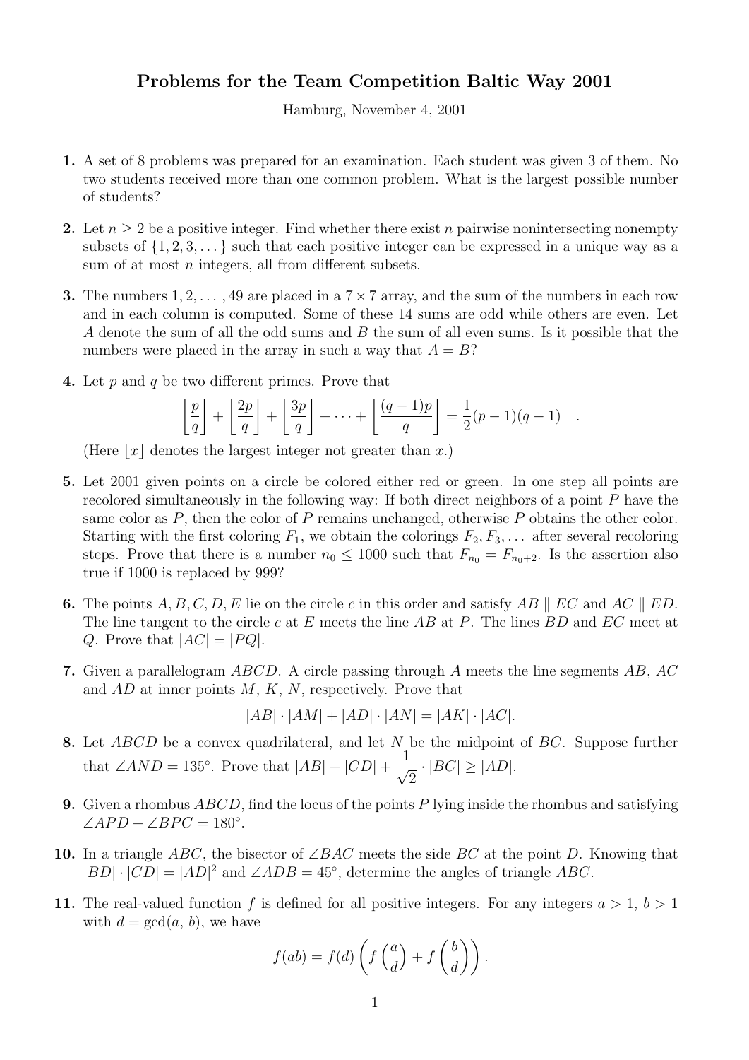# Problems for the Team Competition Baltic Way 2001

Hamburg, November 4, 2001

**1.** A set of 8 problems was prepared for an examination. Each student was given 3 of them. No two students received more than one common problem. What is the largest possible number of students?

**2.** Let $n \geq 2$ be a positive integer. Find whether there exist $n$ pairwise nonintersecting nonempty subsets of $\{1, 2, 3, \dots\}$ such that each positive integer can be expressed in a unique way as a sum of at most $n$ integers, all from different subsets.

**3.** The numbers $1, 2, \dots, 49$ are placed in a $7 \times 7$ array, and the sum of the numbers in each row and in each column is computed. Some of these 14 sums are odd while others are even. Let $A$ denote the sum of all the odd sums and $B$ the sum of all even sums. Is it possible that the numbers were placed in the array in such a way that $A = B$?

**4.** Let $p$ and $q$ be two different primes. Prove that

$$\left\lfloor \frac{p}{q} \right\rfloor + \left\lfloor \frac{2p}{q} \right\rfloor + \left\lfloor \frac{3p}{q} \right\rfloor + \dots + \left\lfloor \frac{(q-1)p}{q} \right\rfloor = \frac{1}{2}(p-1)(q-1) \quad .$$

(Here $\lfloor x \rfloor$ denotes the largest integer not greater than $x$.)

**5.** Let 2001 given points on a circle be colored either red or green. In one step all points are recolored simultaneously in the following way: If both direct neighbors of a point $P$ have the same color as $P$, then the color of $P$ remains unchanged, otherwise $P$ obtains the other color. Starting with the first coloring $F_1$, we obtain the colorings $F_2, F_3, \dots$ after several recoloring steps. Prove that there is a number $n_0 \leq 1000$ such that $F_{n_0} = F_{n_0+2}$. Is the assertion also true if 1000 is replaced by 999?

**6.** The points $A, B, C, D, E$ lie on the circle $c$ in this order and satisfy $AB \parallel EC$ and $AC \parallel ED$. The line tangent to the circle $c$ at $E$ meets the line $AB$ at $P$. The lines $BD$ and $EC$ meet at $Q$. Prove that $|AC| = |PQ|$.

**7.** Given a parallelogram $ABCD$. A circle passing through $A$ meets the line segments $AB$, $AC$ and $AD$ at inner points $M$, $K$, $N$, respectively. Prove that

$$|AB| \cdot |AM| + |AD| \cdot |AN| = |AK| \cdot |AC|.$$

**8.** Let $ABCD$ be a convex quadrilateral, and let $N$ be the midpoint of $BC$. Suppose further that $\angle AND = 135^\circ$. Prove that $|AB| + |CD| + \frac{1}{\sqrt{2}} \cdot |BC| \geq |AD|$.

**9.** Given a rhombus $ABCD$, find the locus of the points $P$ lying inside the rhombus and satisfying $\angle APD + \angle BPC = 180^\circ$.

**10.** In a triangle $ABC$, the bisector of $\angle BAC$ meets the side $BC$ at the point $D$. Knowing that $|BD| \cdot |CD| = |AD|^2$ and $\angle ADB = 45^\circ$, determine the angles of triangle $ABC$.

**11.** The real-valued function $f$ is defined for all positive integers. For any integers $a > 1$, $b > 1$ with $d = \gcd(a, b)$, we have

$$f(ab) = f(d)\left(f\left(\frac{a}{d}\right) + f\left(\frac{b}{d}\right)\right).$$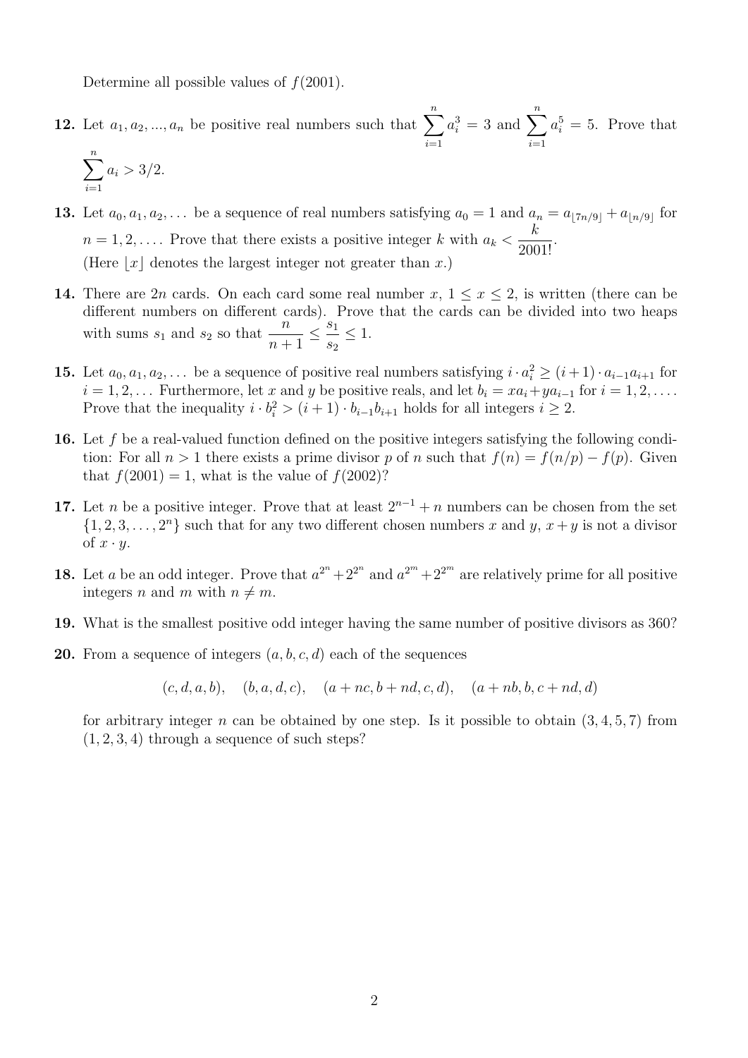Determine all possible values of $f(2001)$.

**12.** Let $a_1, a_2, ..., a_n$ be positive real numbers such that $\sum_{i=1}^{n} a_i^3 = 3$ and $\sum_{i=1}^{n} a_i^5 = 5$. Prove that $\sum_{i=1}^{n} a_i > 3/2$.

**13.** Let $a_0, a_1, a_2, \ldots$ be a sequence of real numbers satisfying $a_0 = 1$ and $a_n = a_{\lfloor 7n/9 \rfloor} + a_{\lfloor n/9 \rfloor}$ for $n = 1, 2, \ldots$. Prove that there exists a positive integer $k$ with $a_k < \frac{k}{2001!}$.
(Here $\lfloor x \rfloor$ denotes the largest integer not greater than $x$.)

**14.** There are $2n$ cards. On each card some real number $x$, $1 \le x \le 2$, is written (there can be different numbers on different cards). Prove that the cards can be divided into two heaps with sums $s_1$ and $s_2$ so that $\frac{n}{n+1} \le \frac{s_1}{s_2} \le 1$.

**15.** Let $a_0, a_1, a_2, \ldots$ be a sequence of positive real numbers satisfying $i \cdot a_i^2 \ge (i+1) \cdot a_{i-1} a_{i+1}$ for $i = 1, 2, \ldots$ Furthermore, let $x$ and $y$ be positive reals, and let $b_i = x a_i + y a_{i-1}$ for $i = 1, 2, \ldots$. Prove that the inequality $i \cdot b_i^2 > (i+1) \cdot b_{i-1} b_{i+1}$ holds for all integers $i \ge 2$.

**16.** Let $f$ be a real-valued function defined on the positive integers satisfying the following condition: For all $n > 1$ there exists a prime divisor $p$ of $n$ such that $f(n) = f(n/p) - f(p)$. Given that $f(2001) = 1$, what is the value of $f(2002)$?

**17.** Let $n$ be a positive integer. Prove that at least $2^{n-1} + n$ numbers can be chosen from the set $\{1, 2, 3, \ldots, 2^n\}$ such that for any two different chosen numbers $x$ and $y$, $x + y$ is not a divisor of $x \cdot y$.

**18.** Let $a$ be an odd integer. Prove that $a^{2^n} + 2^{2^n}$ and $a^{2^m} + 2^{2^m}$ are relatively prime for all positive integers $n$ and $m$ with $n \ne m$.

**19.** What is the smallest positive odd integer having the same number of positive divisors as 360?

**20.** From a sequence of integers $(a, b, c, d)$ each of the sequences

$$(c, d, a, b), \quad (b, a, d, c), \quad (a + nc, b + nd, c, d), \quad (a + nb, b, c + nd, d)$$

for arbitrary integer $n$ can be obtained by one step. Is it possible to obtain $(3, 4, 5, 7)$ from $(1, 2, 3, 4)$ through a sequence of such steps?